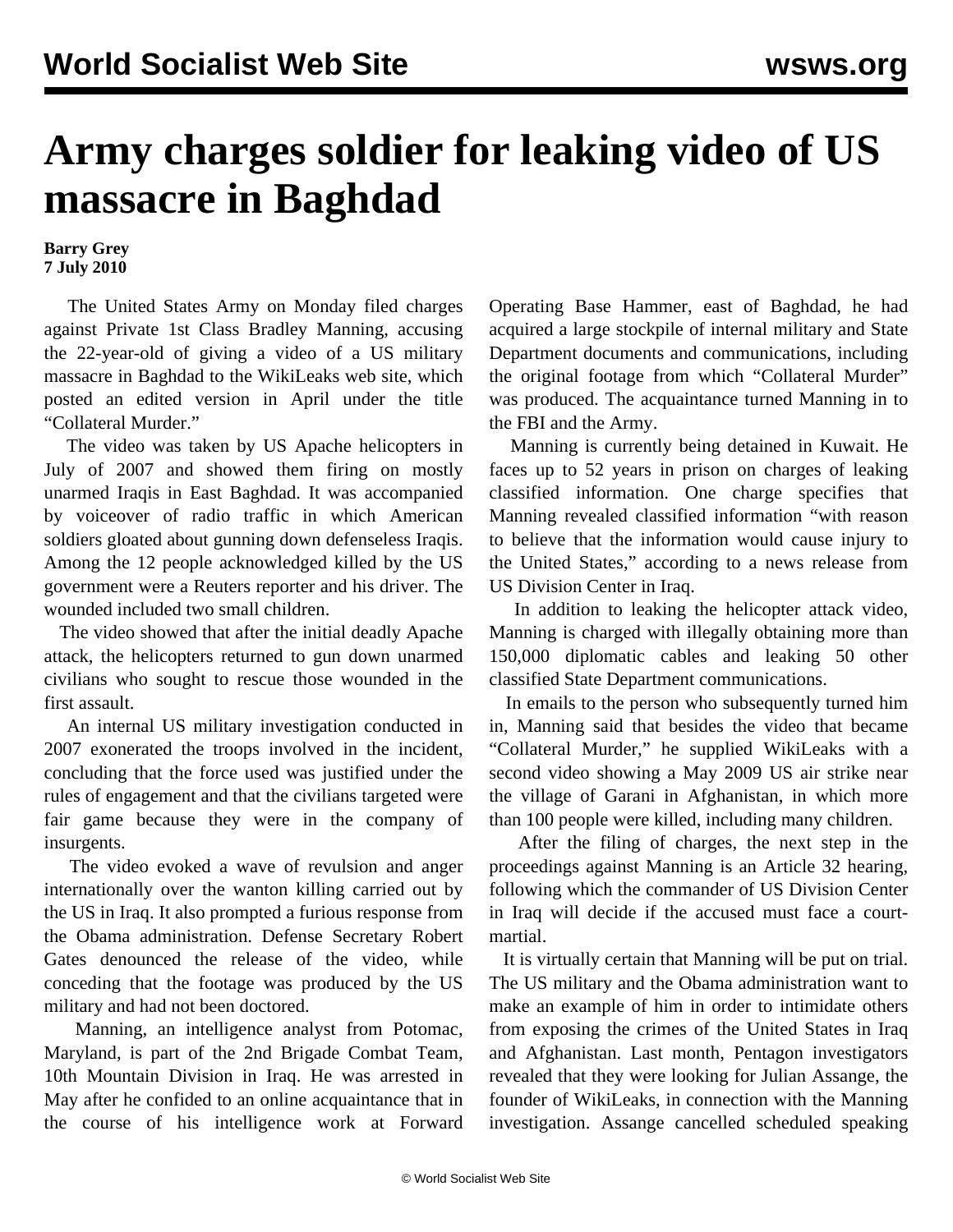# Army charges soldier for leaking video of US massacre in Baghdad

**Barry Grey**
**7 July 2010**

The United States Army on Monday filed charges against Private 1st Class Bradley Manning, accusing the 22-year-old of giving a video of a US military massacre in Baghdad to the WikiLeaks web site, which posted an edited version in April under the title "Collateral Murder."

The video was taken by US Apache helicopters in July of 2007 and showed them firing on mostly unarmed Iraqis in East Baghdad. It was accompanied by voiceover of radio traffic in which American soldiers gloated about gunning down defenseless Iraqis. Among the 12 people acknowledged killed by the US government were a Reuters reporter and his driver. The wounded included two small children.

The video showed that after the initial deadly Apache attack, the helicopters returned to gun down unarmed civilians who sought to rescue those wounded in the first assault.

An internal US military investigation conducted in 2007 exonerated the troops involved in the incident, concluding that the force used was justified under the rules of engagement and that the civilians targeted were fair game because they were in the company of insurgents.

The video evoked a wave of revulsion and anger internationally over the wanton killing carried out by the US in Iraq. It also prompted a furious response from the Obama administration. Defense Secretary Robert Gates denounced the release of the video, while conceding that the footage was produced by the US military and had not been doctored.

Manning, an intelligence analyst from Potomac, Maryland, is part of the 2nd Brigade Combat Team, 10th Mountain Division in Iraq. He was arrested in May after he confided to an online acquaintance that in the course of his intelligence work at Forward Operating Base Hammer, east of Baghdad, he had acquired a large stockpile of internal military and State Department documents and communications, including the original footage from which "Collateral Murder" was produced. The acquaintance turned Manning in to the FBI and the Army.

Manning is currently being detained in Kuwait. He faces up to 52 years in prison on charges of leaking classified information. One charge specifies that Manning revealed classified information "with reason to believe that the information would cause injury to the United States," according to a news release from US Division Center in Iraq.

In addition to leaking the helicopter attack video, Manning is charged with illegally obtaining more than 150,000 diplomatic cables and leaking 50 other classified State Department communications.

In emails to the person who subsequently turned him in, Manning said that besides the video that became "Collateral Murder," he supplied WikiLeaks with a second video showing a May 2009 US air strike near the village of Garani in Afghanistan, in which more than 100 people were killed, including many children.

After the filing of charges, the next step in the proceedings against Manning is an Article 32 hearing, following which the commander of US Division Center in Iraq will decide if the accused must face a court-martial.

It is virtually certain that Manning will be put on trial. The US military and the Obama administration want to make an example of him in order to intimidate others from exposing the crimes of the United States in Iraq and Afghanistan. Last month, Pentagon investigators revealed that they were looking for Julian Assange, the founder of WikiLeaks, in connection with the Manning investigation. Assange cancelled scheduled speaking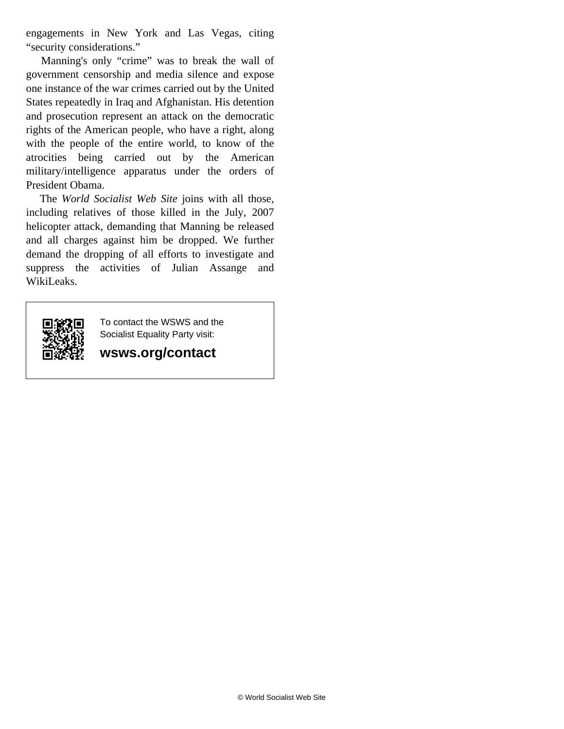engagements in New York and Las Vegas, citing "security considerations."

Manning's only "crime" was to break the wall of government censorship and media silence and expose one instance of the war crimes carried out by the United States repeatedly in Iraq and Afghanistan. His detention and prosecution represent an attack on the democratic rights of the American people, who have a right, along with the people of the entire world, to know of the atrocities being carried out by the American military/intelligence apparatus under the orders of President Obama.

The *World Socialist Web Site* joins with all those, including relatives of those killed in the July, 2007 helicopter attack, demanding that Manning be released and all charges against him be dropped. We further demand the dropping of all efforts to investigate and suppress the activities of Julian Assange and WikiLeaks.

To contact the WSWS and the Socialist Equality Party visit:

**wsws.org/contact**

© World Socialist Web Site